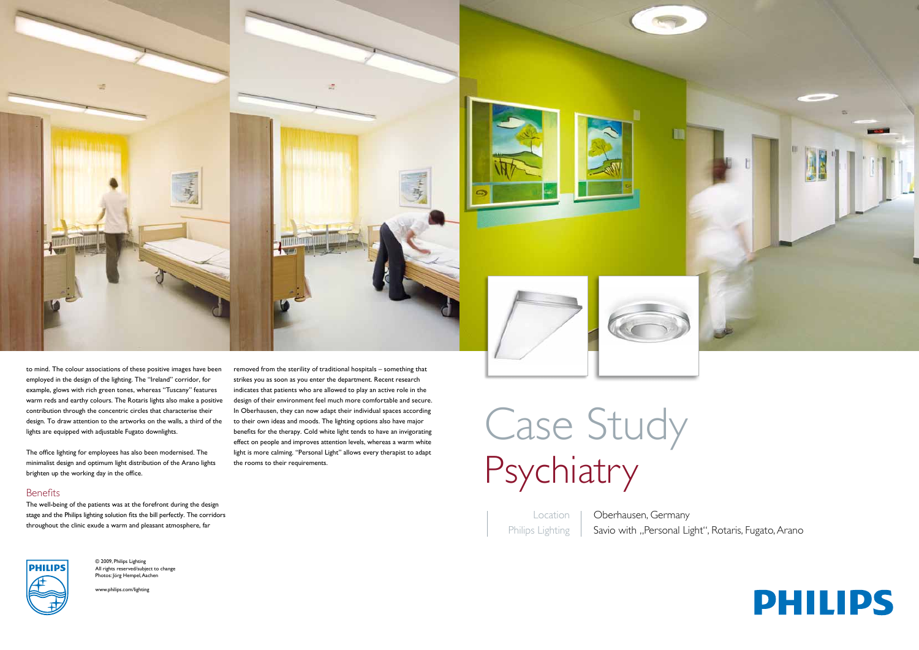# Case Study
# Psychiatry

Location | Oberhausen, Germany
Philips Lighting | Savio with „Personal Light“, Rotaris, Fugato, Arano

to mind. The colour associations of these positive images have been employed in the design of the lighting. The "Ireland" corridor, for example, glows with rich green tones, whereas "Tuscany" features warm reds and earthy colours. The Rotaris lights also make a positive contribution through the concentric circles that characterise their design. To draw attention to the artworks on the walls, a third of the lights are equipped with adjustable Fugato downlights.

The office lighting for employees has also been modernised. The minimalist design and optimum light distribution of the Arano lights brighten up the working day in the office.

## Benefits

The well-being of the patients was at the forefront during the design stage and the Philips lighting solution fits the bill perfectly. The corridors throughout the clinic exude a warm and pleasant atmosphere, far removed from the sterility of traditional hospitals – something that strikes you as soon as you enter the department. Recent research indicates that patients who are allowed to play an active role in the design of their environment feel much more comfortable and secure. In Oberhausen, they can now adapt their individual spaces according to their own ideas and moods. The lighting options also have major benefits for the therapy. Cold white light tends to have an invigorating effect on people and improves attention levels, whereas a warm white light is more calming. "Personal Light" allows every therapist to adapt the rooms to their requirements.

© 2009, Philips Lighting
All rights reserved/subject to change
Photos: Jörg Hempel, Aachen

www.philips.com/lighting

PHILIPS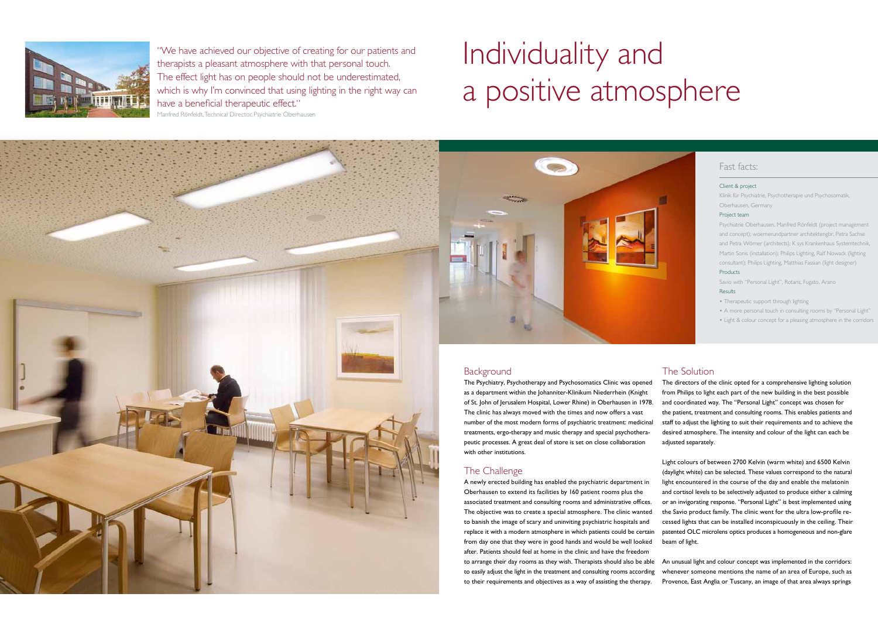"We have achieved our objective of creating for our patients and therapists a pleasant atmosphere with that personal touch. The effect light has on people should not be underestimated, which is why I'm convinced that using lighting in the right way can have a beneficial therapeutic effect."
Manfred Rönfeldt, Technical Director, Psychiatrie Oberhausen

# Individuality and a positive atmosphere

## Fast facts:

**Client & project**
Klinik für Psychiatrie, Psychotherapie und Psychosomatik, Oberhausen, Germany

**Project team**
Psychiatrie Oberhausen, Manfred Rönfeldt (project management and concept); woemerundpartner architektengbr, Petra Sachse and Petra Wörner (architects); K sys Krankenhaus Systemtechnik, Martin Sonis (installation); Philips Lighting, Ralf Nowack (lighting consultant); Philips Lighting, Matthias Fassian (light designer)

**Products**
Savio with "Personal Light", Rotaris, Fugato, Arano

**Results**
- Therapeutic support through lighting
- A more personal touch in consulting rooms by "Personal Light"
- Light & colour concept for a pleasing atmosphere in the corridors

## Background

The Psychiatry, Psychotherapy and Psychosomatics Clinic was opened as a department within the Johanniter-Klinikum Niederrhein (Knight of St. John of Jerusalem Hospital, Lower Rhine) in Oberhausen in 1978. The clinic has always moved with the times and now offers a vast number of the most modern forms of psychiatric treatment: medicinal treatments, ergo-therapy and music therapy and special psychotherapeutic processes. A great deal of store is set on close collaboration with other institutions.

## The Challenge

A newly erected building has enabled the psychiatric department in Oberhausen to extend its facilities by 160 patient rooms plus the associated treatment and consulting rooms and administrative offices. The objective was to create a special atmosphere. The clinic wanted to banish the image of scary and uninviting psychiatric hospitals and replace it with a modern atmosphere in which patients could be certain from day one that they were in good hands and would be well looked after. Patients should feel at home in the clinic and have the freedom to arrange their day rooms as they wish. Therapists should also be able to easily adjust the light in the treatment and consulting rooms according to their requirements and objectives as a way of assisting the therapy.

## The Solution

The directors of the clinic opted for a comprehensive lighting solution from Philips to light each part of the new building in the best possible and coordinated way. The "Personal Light" concept was chosen for the patient, treatment and consulting rooms. This enables patients and staff to adjust the lighting to suit their requirements and to achieve the desired atmosphere. The intensity and colour of the light can each be adjusted separately.

Light colours of between 2700 Kelvin (warm white) and 6500 Kelvin (daylight white) can be selected. These values correspond to the natural light encountered in the course of the day and enable the melatonin and cortisol levels to be selectively adjusted to produce either a calming or an invigorating response. "Personal Light" is best implemented using the Savio product family. The clinic went for the ultra low-profile recessed lights that can be installed inconspicuously in the ceiling. Their patented OLC microlens optics produces a homogeneous and non-glare beam of light.

An unusual light and colour concept was implemented in the corridors: whenever someone mentions the name of an area of Europe, such as Provence, East Anglia or Tuscany, an image of that area always springs